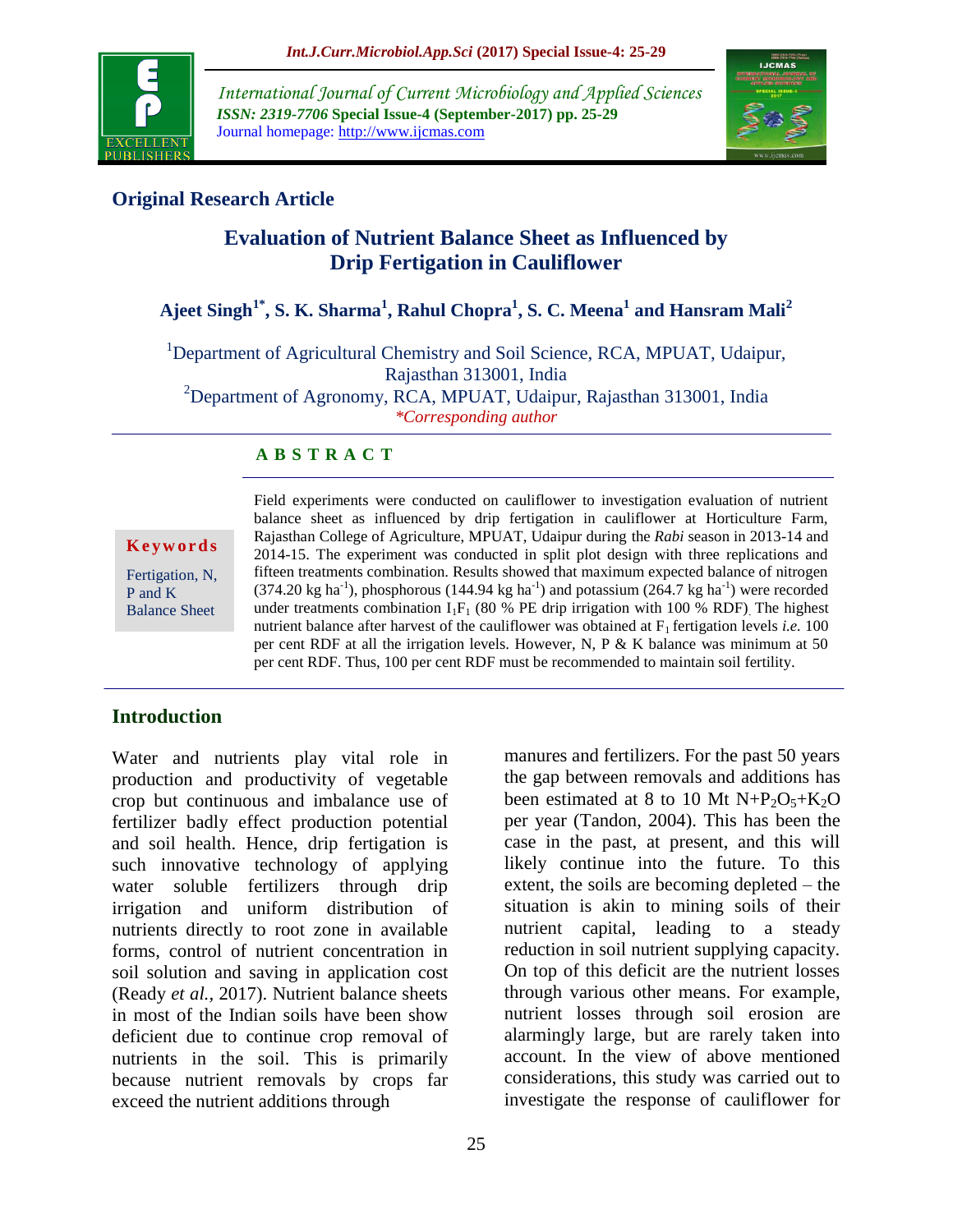## Original Research Article

# Evaluation of Nutrient Balance Sheet as Influenced by Drip Fertigation in Cauliflower

**Ajeet Singh[1*], S. K. Sharma[1], Rahul Chopra[1], S. C. Meena[1] and Hansram Mali[2]**

[1]Department of Agricultural Chemistry and Soil Science, RCA, MPUAT, Udaipur, Rajasthan 313001, India

[2]Department of Agronomy, RCA, MPUAT, Udaipur, Rajasthan 313001, India

*\*Corresponding author*

**A B S T R A C T**

**Keywords**

Fertigation, N, P and K Balance Sheet

Field experiments were conducted on cauliflower to investigation evaluation of nutrient balance sheet as influenced by drip fertigation in cauliflower at Horticulture Farm, Rajasthan College of Agriculture, MPUAT, Udaipur during the *Rabi* season in 2013-14 and 2014-15. The experiment was conducted in split plot design with three replications and fifteen treatments combination. Results showed that maximum expected balance of nitrogen (374.20 kg ha$^{-1}$), phosphorous (144.94 kg ha$^{-1}$) and potassium (264.7 kg ha$^{-1}$) were recorded under treatments combination $I_1F_1$ (80 % PE drip irrigation with 100 % RDF). The highest nutrient balance after harvest of the cauliflower was obtained at $F_1$ fertigation levels *i.e.* 100 per cent RDF at all the irrigation levels. However, N, P & K balance was minimum at 50 per cent RDF. Thus, 100 per cent RDF must be recommended to maintain soil fertility.

## Introduction

Water and nutrients play vital role in production and productivity of vegetable crop but continuous and imbalance use of fertilizer badly effect production potential and soil health. Hence, drip fertigation is such innovative technology of applying water soluble fertilizers through drip irrigation and uniform distribution of nutrients directly to root zone in available forms, control of nutrient concentration in soil solution and saving in application cost (Ready *et al.*, 2017). Nutrient balance sheets in most of the Indian soils have been show deficient due to continue crop removal of nutrients in the soil. This is primarily because nutrient removals by crops far exceed the nutrient additions through manures and fertilizers. For the past 50 years the gap between removals and additions has been estimated at 8 to 10 Mt $N+P_2O_5+K_2O$ per year (Tandon, 2004). This has been the case in the past, at present, and this will likely continue into the future. To this extent, the soils are becoming depleted – the situation is akin to mining soils of their nutrient capital, leading to a steady reduction in soil nutrient supplying capacity. On top of this deficit are the nutrient losses through various other means. For example, nutrient losses through soil erosion are alarmingly large, but are rarely taken into account. In the view of above mentioned considerations, this study was carried out to investigate the response of cauliflower for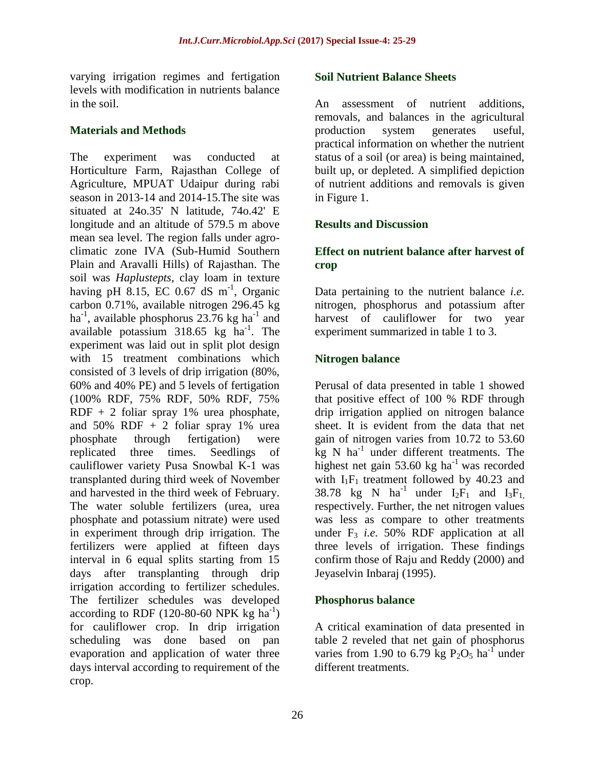varying irrigation regimes and fertigation levels with modification in nutrients balance in the soil.

## Materials and Methods

The experiment was conducted at Horticulture Farm, Rajasthan College of Agriculture, MPUAT Udaipur during rabi season in 2013-14 and 2014-15.The site was situated at 24o.35' N latitude, 74o.42' E longitude and an altitude of 579.5 m above mean sea level. The region falls under agro-climatic zone IVA (Sub-Humid Southern Plain and Aravalli Hills) of Rajasthan. The soil was *Haplustepts*, clay loam in texture having pH 8.15, EC 0.67 dS $m^{-1}$, Organic carbon 0.71%, available nitrogen 296.45 kg $ha^{-1}$, available phosphorus 23.76 kg $ha^{-1}$ and available potassium 318.65 kg $ha^{-1}$. The experiment was laid out in split plot design with 15 treatment combinations which consisted of 3 levels of drip irrigation (80%, 60% and 40% PE) and 5 levels of fertigation (100% RDF, 75% RDF, 50% RDF, 75% RDF + 2 foliar spray 1% urea phosphate, and 50% RDF + 2 foliar spray 1% urea phosphate through fertigation) were replicated three times. Seedlings of cauliflower variety Pusa Snowbal K-1 was transplanted during third week of November and harvested in the third week of February. The water soluble fertilizers (urea, urea phosphate and potassium nitrate) were used in experiment through drip irrigation. The fertilizers were applied at fifteen days interval in 6 equal splits starting from 15 days after transplanting through drip irrigation according to fertilizer schedules. The fertilizer schedules was developed according to RDF (120-80-60 NPK kg $ha^{-1}$) for cauliflower crop. In drip irrigation scheduling was done based on pan evaporation and application of water three days interval according to requirement of the crop.

### Soil Nutrient Balance Sheets

An assessment of nutrient additions, removals, and balances in the agricultural production system generates useful, practical information on whether the nutrient status of a soil (or area) is being maintained, built up, or depleted. A simplified depiction of nutrient additions and removals is given in Figure 1.

## Results and Discussion

### Effect on nutrient balance after harvest of crop

Data pertaining to the nutrient balance *i.e.* nitrogen, phosphorus and potassium after harvest of cauliflower for two year experiment summarized in table 1 to 3.

### Nitrogen balance

Perusal of data presented in table 1 showed that positive effect of 100 % RDF through drip irrigation applied on nitrogen balance sheet. It is evident from the data that net gain of nitrogen varies from 10.72 to 53.60 kg N $ha^{-1}$ under different treatments. The highest net gain 53.60 kg $ha^{-1}$ was recorded with $I_1F_1$ treatment followed by 40.23 and 38.78 kg N $ha^{-1}$ under $I_2F_1$ and $I_3F_1$, respectively. Further, the net nitrogen values was less as compare to other treatments under $F_3$ *i.e.* 50% RDF application at all three levels of irrigation. These findings confirm those of Raju and Reddy (2000) and Jeyaselvin Inbaraj (1995).

### Phosphorus balance

A critical examination of data presented in table 2 reveled that net gain of phosphorus varies from 1.90 to 6.79 kg $P_2O_5$ $ha^{-1}$ under different treatments.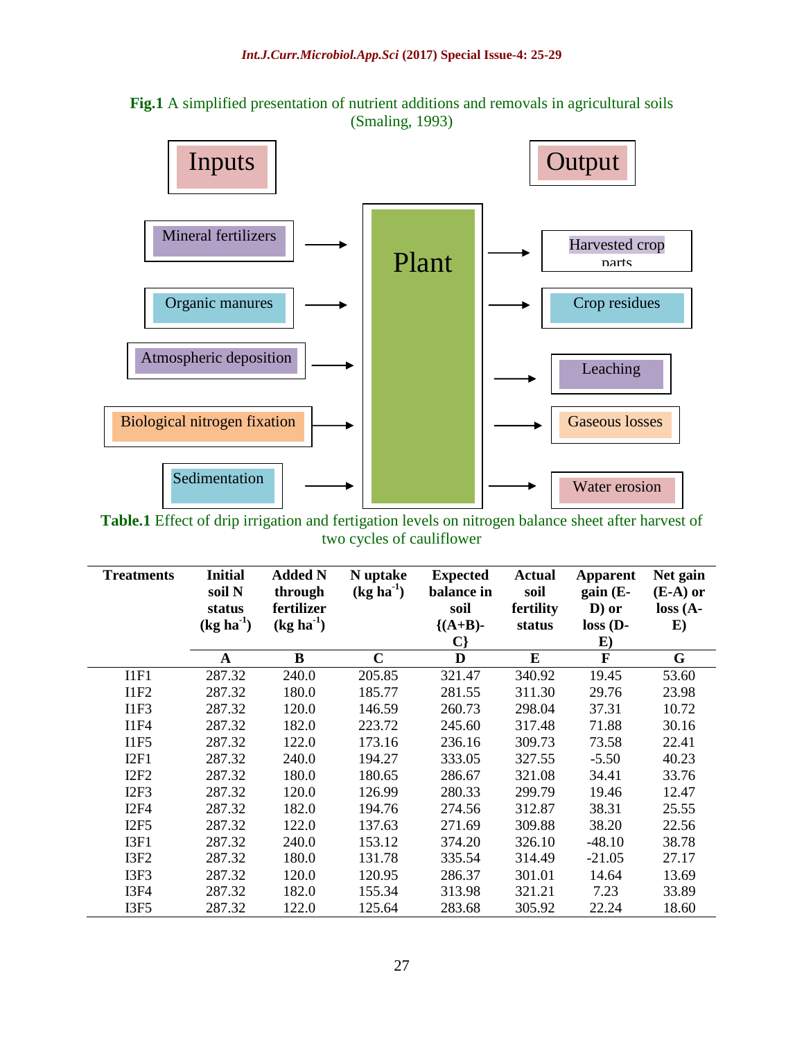**Fig.1** A simplified presentation of nutrient additions and removals in agricultural soils (Smaling, 1993)

Inputs

- Mineral fertilizers
- Organic manures
- Atmospheric deposition
- Biological nitrogen fixation
- Sedimentation

Plant

Output

- Harvested crop parts
- Crop residues
- Leaching
- Gaseous losses
- Water erosion

**Table.1** Effect of drip irrigation and fertigation levels on nitrogen balance sheet after harvest of two cycles of cauliflower

| Treatments | Initial soil N status (kg ha$^{-1}$) | Added N through fertilizer (kg ha$^{-1}$) | N uptake (kg ha$^{-1}$) | Expected balance in soil {(A+B)-C} | Actual soil fertility status | Apparent gain (E-D) or loss (D-E) | Net gain (E-A) or loss (A-E) |
|---|---|---|---|---|---|---|---|
| | A | B | C | D | E | F | G |
| I1F1 | 287.32 | 240.0 | 205.85 | 321.47 | 340.92 | 19.45 | 53.60 |
| I1F2 | 287.32 | 180.0 | 185.77 | 281.55 | 311.30 | 29.76 | 23.98 |
| I1F3 | 287.32 | 120.0 | 146.59 | 260.73 | 298.04 | 37.31 | 10.72 |
| I1F4 | 287.32 | 182.0 | 223.72 | 245.60 | 317.48 | 71.88 | 30.16 |
| I1F5 | 287.32 | 122.0 | 173.16 | 236.16 | 309.73 | 73.58 | 22.41 |
| I2F1 | 287.32 | 240.0 | 194.27 | 333.05 | 327.55 | -5.50 | 40.23 |
| I2F2 | 287.32 | 180.0 | 180.65 | 286.67 | 321.08 | 34.41 | 33.76 |
| I2F3 | 287.32 | 120.0 | 126.99 | 280.33 | 299.79 | 19.46 | 12.47 |
| I2F4 | 287.32 | 182.0 | 194.76 | 274.56 | 312.87 | 38.31 | 25.55 |
| I2F5 | 287.32 | 122.0 | 137.63 | 271.69 | 309.88 | 38.20 | 22.56 |
| I3F1 | 287.32 | 240.0 | 153.12 | 374.20 | 326.10 | -48.10 | 38.78 |
| I3F2 | 287.32 | 180.0 | 131.78 | 335.54 | 314.49 | -21.05 | 27.17 |
| I3F3 | 287.32 | 120.0 | 120.95 | 286.37 | 301.01 | 14.64 | 13.69 |
| I3F4 | 287.32 | 182.0 | 155.34 | 313.98 | 321.21 | 7.23 | 33.89 |
| I3F5 | 287.32 | 122.0 | 125.64 | 283.68 | 305.92 | 22.24 | 18.60 |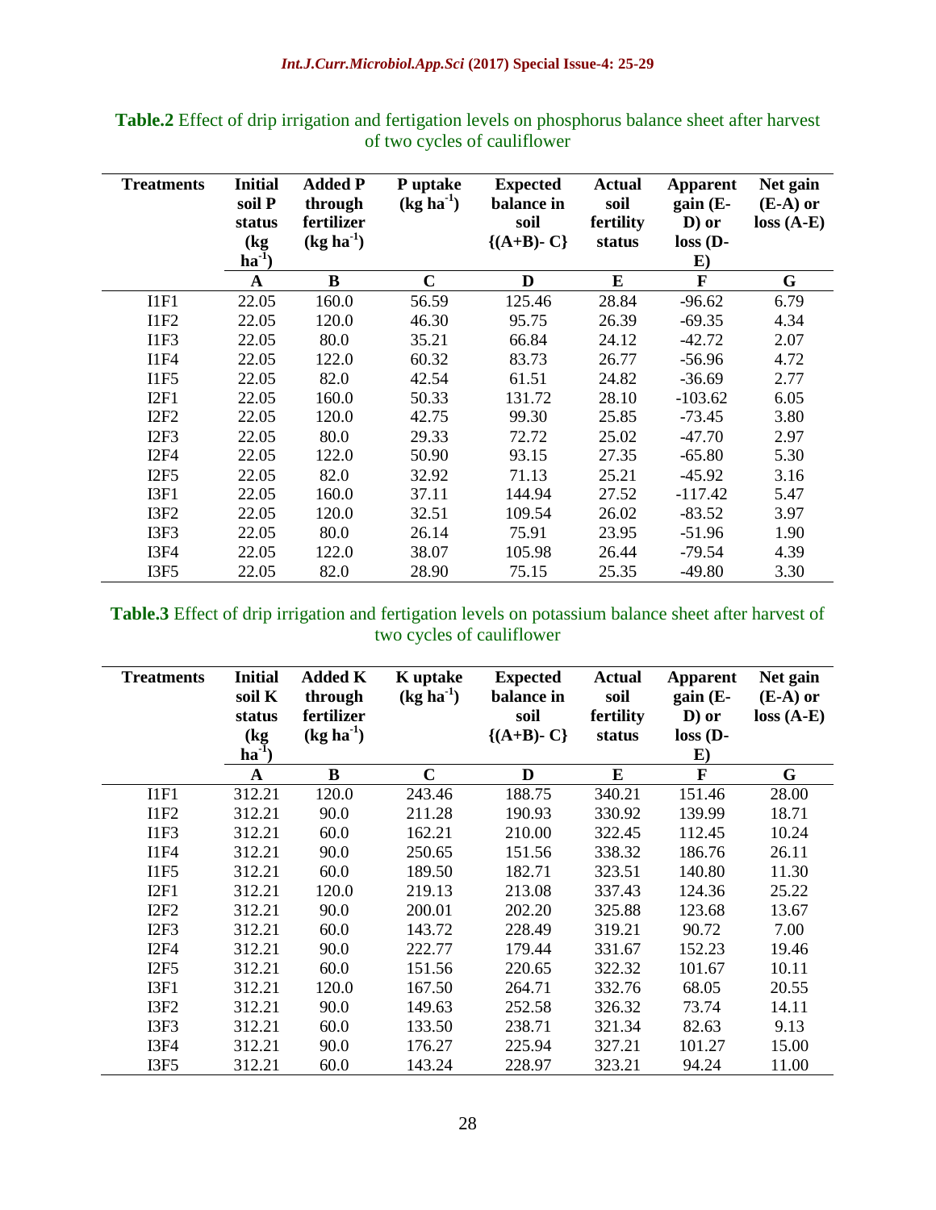**Table.2** Effect of drip irrigation and fertigation levels on phosphorus balance sheet after harvest of two cycles of cauliflower

| Treatments | Initial soil P status (kg ha$^{-1}$) | Added P through fertilizer (kg ha$^{-1}$) | P uptake (kg ha$^{-1}$) | Expected balance in soil {(A+B)- C} | Actual soil fertility status | Apparent gain (E-D) or loss (D-E) | Net gain (E-A) or loss (A-E) |
|---|---|---|---|---|---|---|---|
| | A | B | C | D | E | F | G |
| I1F1 | 22.05 | 160.0 | 56.59 | 125.46 | 28.84 | -96.62 | 6.79 |
| I1F2 | 22.05 | 120.0 | 46.30 | 95.75 | 26.39 | -69.35 | 4.34 |
| I1F3 | 22.05 | 80.0 | 35.21 | 66.84 | 24.12 | -42.72 | 2.07 |
| I1F4 | 22.05 | 122.0 | 60.32 | 83.73 | 26.77 | -56.96 | 4.72 |
| I1F5 | 22.05 | 82.0 | 42.54 | 61.51 | 24.82 | -36.69 | 2.77 |
| I2F1 | 22.05 | 160.0 | 50.33 | 131.72 | 28.10 | -103.62 | 6.05 |
| I2F2 | 22.05 | 120.0 | 42.75 | 99.30 | 25.85 | -73.45 | 3.80 |
| I2F3 | 22.05 | 80.0 | 29.33 | 72.72 | 25.02 | -47.70 | 2.97 |
| I2F4 | 22.05 | 122.0 | 50.90 | 93.15 | 27.35 | -65.80 | 5.30 |
| I2F5 | 22.05 | 82.0 | 32.92 | 71.13 | 25.21 | -45.92 | 3.16 |
| I3F1 | 22.05 | 160.0 | 37.11 | 144.94 | 27.52 | -117.42 | 5.47 |
| I3F2 | 22.05 | 120.0 | 32.51 | 109.54 | 26.02 | -83.52 | 3.97 |
| I3F3 | 22.05 | 80.0 | 26.14 | 75.91 | 23.95 | -51.96 | 1.90 |
| I3F4 | 22.05 | 122.0 | 38.07 | 105.98 | 26.44 | -79.54 | 4.39 |
| I3F5 | 22.05 | 82.0 | 28.90 | 75.15 | 25.35 | -49.80 | 3.30 |

**Table.3** Effect of drip irrigation and fertigation levels on potassium balance sheet after harvest of two cycles of cauliflower

| Treatments | Initial soil K status (kg ha$^{-1}$) | Added K through fertilizer (kg ha$^{-1}$) | K uptake (kg ha$^{-1}$) | Expected balance in soil {(A+B)- C} | Actual soil fertility status | Apparent gain (E-D) or loss (D-E) | Net gain (E-A) or loss (A-E) |
|---|---|---|---|---|---|---|---|
| | A | B | C | D | E | F | G |
| I1F1 | 312.21 | 120.0 | 243.46 | 188.75 | 340.21 | 151.46 | 28.00 |
| I1F2 | 312.21 | 90.0 | 211.28 | 190.93 | 330.92 | 139.99 | 18.71 |
| I1F3 | 312.21 | 60.0 | 162.21 | 210.00 | 322.45 | 112.45 | 10.24 |
| I1F4 | 312.21 | 90.0 | 250.65 | 151.56 | 338.32 | 186.76 | 26.11 |
| I1F5 | 312.21 | 60.0 | 189.50 | 182.71 | 323.51 | 140.80 | 11.30 |
| I2F1 | 312.21 | 120.0 | 219.13 | 213.08 | 337.43 | 124.36 | 25.22 |
| I2F2 | 312.21 | 90.0 | 200.01 | 202.20 | 325.88 | 123.68 | 13.67 |
| I2F3 | 312.21 | 60.0 | 143.72 | 228.49 | 319.21 | 90.72 | 7.00 |
| I2F4 | 312.21 | 90.0 | 222.77 | 179.44 | 331.67 | 152.23 | 19.46 |
| I2F5 | 312.21 | 60.0 | 151.56 | 220.65 | 322.32 | 101.67 | 10.11 |
| I3F1 | 312.21 | 120.0 | 167.50 | 264.71 | 332.76 | 68.05 | 20.55 |
| I3F2 | 312.21 | 90.0 | 149.63 | 252.58 | 326.32 | 73.74 | 14.11 |
| I3F3 | 312.21 | 60.0 | 133.50 | 238.71 | 321.34 | 82.63 | 9.13 |
| I3F4 | 312.21 | 90.0 | 176.27 | 225.94 | 327.21 | 101.27 | 15.00 |
| I3F5 | 312.21 | 60.0 | 143.24 | 228.97 | 323.21 | 94.24 | 11.00 |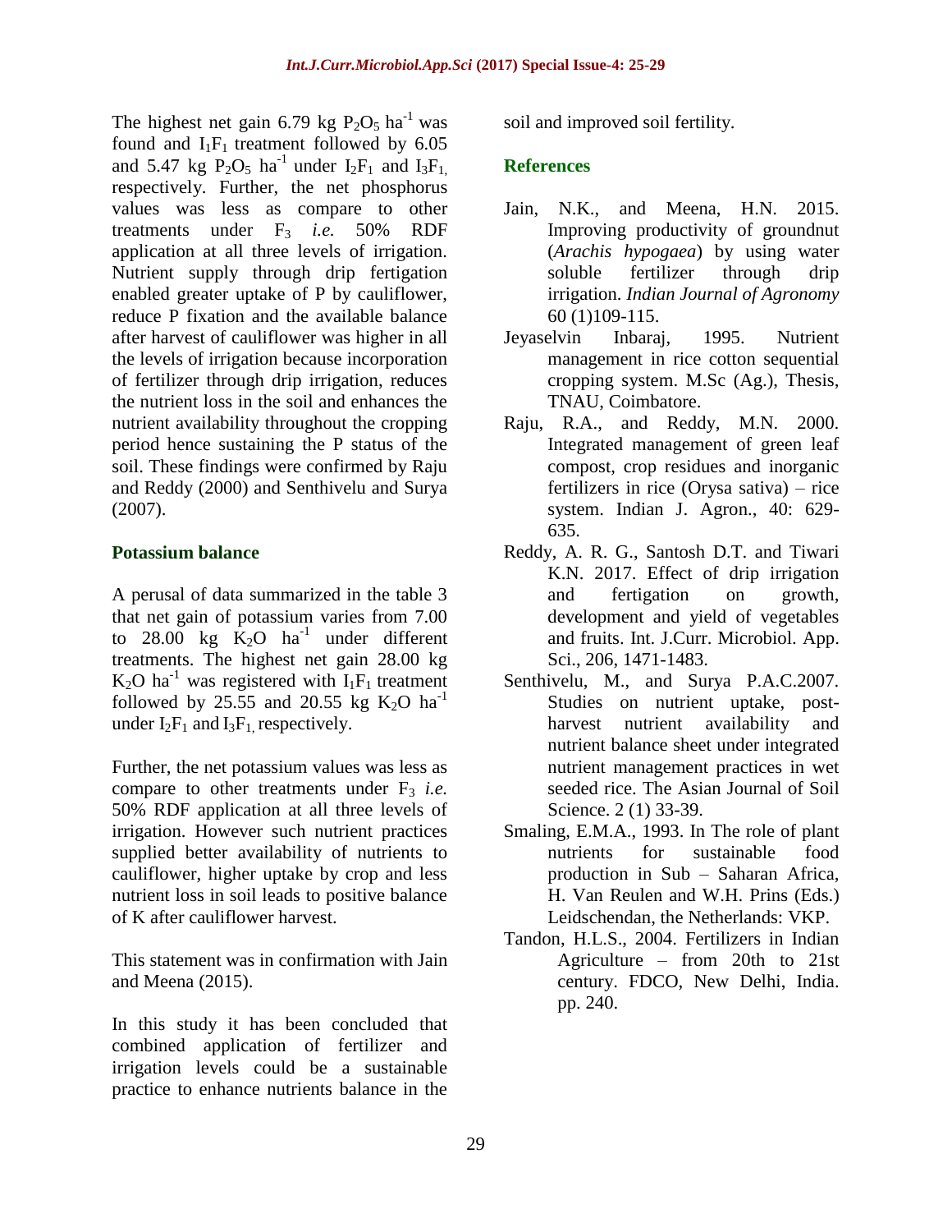The highest net gain 6.79 kg $P_2O_5$ $ha^{-1}$ was found and $I_1F_1$ treatment followed by 6.05 and 5.47 kg $P_2O_5$ $ha^{-1}$ under $I_2F_1$ and $I_3F_1$, respectively. Further, the net phosphorus values was less as compare to other treatments under $F_3$ *i.e.* 50% RDF application at all three levels of irrigation. Nutrient supply through drip fertigation enabled greater uptake of P by cauliflower, reduce P fixation and the available balance after harvest of cauliflower was higher in all the levels of irrigation because incorporation of fertilizer through drip irrigation, reduces the nutrient loss in the soil and enhances the nutrient availability throughout the cropping period hence sustaining the P status of the soil. These findings were confirmed by Raju and Reddy (2000) and Senthivelu and Surya (2007).

## Potassium balance

A perusal of data summarized in the table 3 that net gain of potassium varies from 7.00 to 28.00 kg $K_2O$ $ha^{-1}$ under different treatments. The highest net gain 28.00 kg $K_2O$ $ha^{-1}$ was registered with $I_1F_1$ treatment followed by 25.55 and 20.55 kg $K_2O$ $ha^{-1}$ under $I_2F_1$ and $I_3F_1$, respectively.

Further, the net potassium values was less as compare to other treatments under $F_3$ *i.e.* 50% RDF application at all three levels of irrigation. However such nutrient practices supplied better availability of nutrients to cauliflower, higher uptake by crop and less nutrient loss in soil leads to positive balance of K after cauliflower harvest.

This statement was in confirmation with Jain and Meena (2015).

In this study it has been concluded that combined application of fertilizer and irrigation levels could be a sustainable practice to enhance nutrients balance in the soil and improved soil fertility.

## References

- Jain, N.K., and Meena, H.N. 2015. Improving productivity of groundnut (*Arachis hypogaea*) by using water soluble fertilizer through drip irrigation. *Indian Journal of Agronomy* 60 (1)109-115.
- Jeyaselvin Inbaraj, 1995. Nutrient management in rice cotton sequential cropping system. M.Sc (Ag.), Thesis, TNAU, Coimbatore.
- Raju, R.A., and Reddy, M.N. 2000. Integrated management of green leaf compost, crop residues and inorganic fertilizers in rice (Orysa sativa) – rice system. Indian J. Agron., 40: 629-635.
- Reddy, A. R. G., Santosh D.T. and Tiwari K.N. 2017. Effect of drip irrigation and fertigation on growth, development and yield of vegetables and fruits. Int. J.Curr. Microbiol. App. Sci., 206, 1471-1483.
- Senthivelu, M., and Surya P.A.C.2007. Studies on nutrient uptake, post-harvest nutrient availability and nutrient balance sheet under integrated nutrient management practices in wet seeded rice. The Asian Journal of Soil Science. 2 (1) 33-39.
- Smaling, E.M.A., 1993. In The role of plant nutrients for sustainable food production in Sub – Saharan Africa, H. Van Reulen and W.H. Prins (Eds.) Leidschendan, the Netherlands: VKP.
- Tandon, H.L.S., 2004. Fertilizers in Indian Agriculture – from 20th to 21st century. FDCO, New Delhi, India. pp. 240.